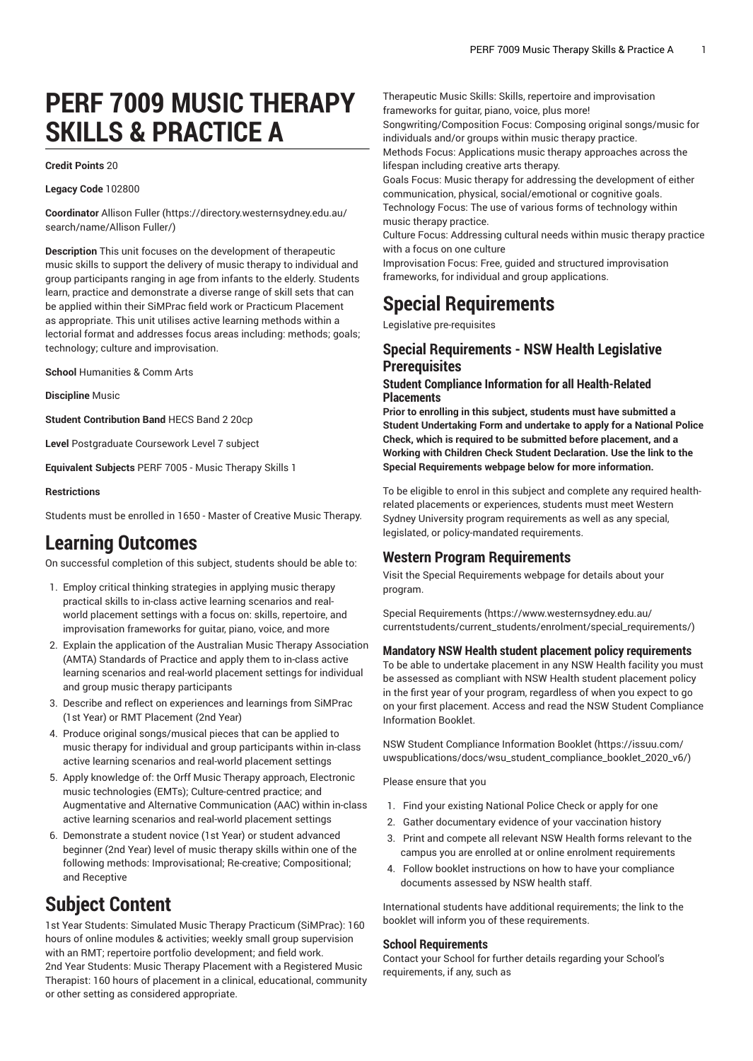# PERF 7009 MUSIC THERAPY SKILLS & PRACTICE A

**Credit Points** 20

**Legacy Code** 102800

**Coordinator** Allison Fuller (https://directory.westernsydney.edu.au/search/name/Allison Fuller/)

**Description** This unit focuses on the development of therapeutic music skills to support the delivery of music therapy to individual and group participants ranging in age from infants to the elderly. Students learn, practice and demonstrate a diverse range of skill sets that can be applied within their SiMPrac field work or Practicum Placement as appropriate. This unit utilises active learning methods within a lectorial format and addresses focus areas including: methods; goals; technology; culture and improvisation.

**School** Humanities & Comm Arts

**Discipline** Music

**Student Contribution Band** HECS Band 2 20cp

**Level** Postgraduate Coursework Level 7 subject

**Equivalent Subjects** PERF 7005 - Music Therapy Skills 1

**Restrictions**

Students must be enrolled in 1650 - Master of Creative Music Therapy.

## Learning Outcomes

On successful completion of this subject, students should be able to:

1. Employ critical thinking strategies in applying music therapy practical skills to in-class active learning scenarios and real-world placement settings with a focus on: skills, repertoire, and improvisation frameworks for guitar, piano, voice, and more
2. Explain the application of the Australian Music Therapy Association (AMTA) Standards of Practice and apply them to in-class active learning scenarios and real-world placement settings for individual and group music therapy participants
3. Describe and reflect on experiences and learnings from SiMPrac (1st Year) or RMT Placement (2nd Year)
4. Produce original songs/musical pieces that can be applied to music therapy for individual and group participants within in-class active learning scenarios and real-world placement settings
5. Apply knowledge of: the Orff Music Therapy approach, Electronic music technologies (EMTs); Culture-centred practice; and Augmentative and Alternative Communication (AAC) within in-class active learning scenarios and real-world placement settings
6. Demonstrate a student novice (1st Year) or student advanced beginner (2nd Year) level of music therapy skills within one of the following methods: Improvisational; Re-creative; Compositional; and Receptive

## Subject Content

1st Year Students: Simulated Music Therapy Practicum (SiMPrac): 160 hours of online modules & activities; weekly small group supervision with an RMT; repertoire portfolio development; and field work.
2nd Year Students: Music Therapy Placement with a Registered Music Therapist: 160 hours of placement in a clinical, educational, community or other setting as considered appropriate.
Therapeutic Music Skills: Skills, repertoire and improvisation frameworks for guitar, piano, voice, plus more!
Songwriting/Composition Focus: Composing original songs/music for individuals and/or groups within music therapy practice.
Methods Focus: Applications music therapy approaches across the lifespan including creative arts therapy.
Goals Focus: Music therapy for addressing the development of either communication, physical, social/emotional or cognitive goals.
Technology Focus: The use of various forms of technology within music therapy practice.
Culture Focus: Addressing cultural needs within music therapy practice with a focus on one culture
Improvisation Focus: Free, guided and structured improvisation frameworks, for individual and group applications.

## Special Requirements

Legislative pre-requisites

### Special Requirements - NSW Health Legislative Prerequisites

#### Student Compliance Information for all Health-Related Placements

**Prior to enrolling in this subject, students must have submitted a Student Undertaking Form and undertake to apply for a National Police Check, which is required to be submitted before placement, and a Working with Children Check Student Declaration. Use the link to the Special Requirements webpage below for more information.**

To be eligible to enrol in this subject and complete any required health-related placements or experiences, students must meet Western Sydney University program requirements as well as any special, legislated, or policy-mandated requirements.

### Western Program Requirements

Visit the Special Requirements webpage for details about your program.

Special Requirements (https://www.westernsydney.edu.au/currentstudents/current_students/enrolment/special_requirements/)

#### Mandatory NSW Health student placement policy requirements

To be able to undertake placement in any NSW Health facility you must be assessed as compliant with NSW Health student placement policy in the first year of your program, regardless of when you expect to go on your first placement. Access and read the NSW Student Compliance Information Booklet.

NSW Student Compliance Information Booklet (https://issuu.com/uwspublications/docs/wsu_student_compliance_booklet_2020_v6/)

Please ensure that you

1. Find your existing National Police Check or apply for one
2. Gather documentary evidence of your vaccination history
3. Print and compete all relevant NSW Health forms relevant to the campus you are enrolled at or online enrolment requirements
4. Follow booklet instructions on how to have your compliance documents assessed by NSW health staff.

International students have additional requirements; the link to the booklet will inform you of these requirements.

#### School Requirements

Contact your School for further details regarding your School's requirements, if any, such as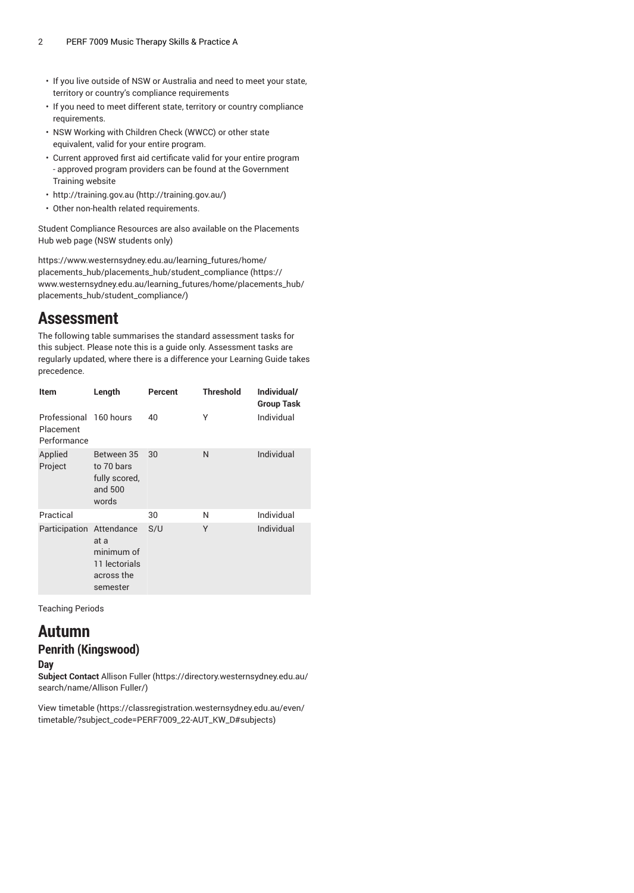- If you live outside of NSW or Australia and need to meet your state, territory or country's compliance requirements
- If you need to meet different state, territory or country compliance requirements.
- NSW Working with Children Check (WWCC) or other state equivalent, valid for your entire program.
- Current approved first aid certificate valid for your entire program - approved program providers can be found at the Government Training website
- http://training.gov.au (http://training.gov.au/)
- Other non-health related requirements.

Student Compliance Resources are also available on the Placements Hub web page (NSW students only)

https://www.westernsydney.edu.au/learning_futures/home/placements_hub/placements_hub/student_compliance (https://www.westernsydney.edu.au/learning_futures/home/placements_hub/placements_hub/student_compliance/)

# Assessment

The following table summarises the standard assessment tasks for this subject. Please note this is a guide only. Assessment tasks are regularly updated, where there is a difference your Learning Guide takes precedence.

| Item | Length | Percent | Threshold | Individual/ Group Task |
|---|---|---|---|---|
| Professional Placement Performance | 160 hours | 40 | Y | Individual |
| Applied Project | Between 35 to 70 bars fully scored, and 500 words | 30 | N | Individual |
| Practical | | 30 | N | Individual |
| Participation | Attendance at a minimum of 11 lectorials across the semester | S/U | Y | Individual |

Teaching Periods

# Autumn

## Penrith (Kingswood)

### Day

**Subject Contact** Allison Fuller (https://directory.westernsydney.edu.au/search/name/Allison Fuller/)

View timetable (https://classregistration.westernsydney.edu.au/even/timetable/?subject_code=PERF7009_22-AUT_KW_D#subjects)